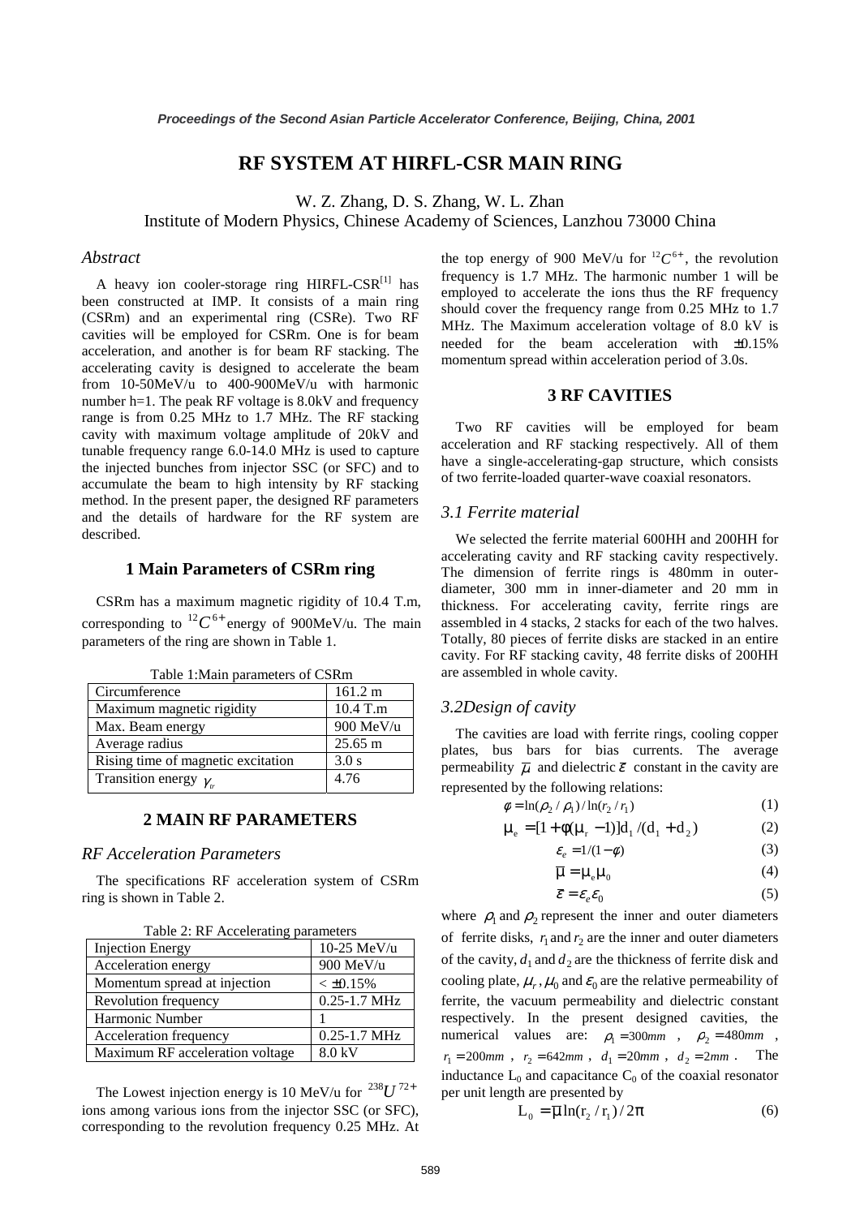# RF SYSTEM AT HIRFL-CSR MAIN RING

W. Z. Zhang, D. S. Zhang, W. L. Zhan
Institute of Modern Physics, Chinese Academy of Sciences, Lanzhou 73000 China

## *Abstract*

A heavy ion cooler-storage ring HIRFL-CSR[1] has been constructed at IMP. It consists of a main ring (CSRm) and an experimental ring (CSRe). Two RF cavities will be employed for CSRm. One is for beam acceleration, and another is for beam RF stacking. The accelerating cavity is designed to accelerate the beam from 10-50MeV/u to 400-900MeV/u with harmonic number h=1. The peak RF voltage is 8.0kV and frequency range is from 0.25 MHz to 1.7 MHz. The RF stacking cavity with maximum voltage amplitude of 20kV and tunable frequency range 6.0-14.0 MHz is used to capture the injected bunches from injector SSC (or SFC) and to accumulate the beam to high intensity by RF stacking method. In the present paper, the designed RF parameters and the details of hardware for the RF system are described.

## 1 Main Parameters of CSRm ring

CSRm has a maximum magnetic rigidity of 10.4 T.m, corresponding to $^{12}C^{6+}$ energy of 900MeV/u. The main parameters of the ring are shown in Table 1.

Table 1:Main parameters of CSRm

| | |
|---|---|
| Circumference | 161.2 m |
| Maximum magnetic rigidity | 10.4 T.m |
| Max. Beam energy | 900 MeV/u |
| Average radius | 25.65 m |
| Rising time of magnetic excitation | 3.0 s |
| Transition energy $\gamma_{tr}$ | 4.76 |

## 2 MAIN RF PARAMETERS

### *RF Acceleration Parameters*

The specifications RF acceleration system of CSRm ring is shown in Table 2.

Table 2: RF Accelerating parameters

| | |
|---|---|
| Injection Energy | 10-25 MeV/u |
| Acceleration energy | 900 MeV/u |
| Momentum spread at injection | < ±0.15% |
| Revolution frequency | 0.25-1.7 MHz |
| Harmonic Number | 1 |
| Acceleration frequency | 0.25-1.7 MHz |
| Maximum RF acceleration voltage | 8.0 kV |

The Lowest injection energy is 10 MeV/u for $^{238}U^{72+}$ ions among various ions from the injector SSC (or SFC), corresponding to the revolution frequency 0.25 MHz. At the top energy of 900 MeV/u for $^{12}C^{6+}$, the revolution frequency is 1.7 MHz. The harmonic number 1 will be employed to accelerate the ions thus the RF frequency should cover the frequency range from 0.25 MHz to 1.7 MHz. The Maximum acceleration voltage of 8.0 kV is needed for the beam acceleration with ±0.15% momentum spread within acceleration period of 3.0s.

## 3 RF CAVITIES

Two RF cavities will be employed for beam acceleration and RF stacking respectively. All of them have a single-accelerating-gap structure, which consists of two ferrite-loaded quarter-wave coaxial resonators.

### *3.1 Ferrite material*

We selected the ferrite material 600HH and 200HH for accelerating cavity and RF stacking cavity respectively. The dimension of ferrite rings is 480mm in outer-diameter, 300 mm in inner-diameter and 20 mm in thickness. For accelerating cavity, ferrite rings are assembled in 4 stacks, 2 stacks for each of the two halves. Totally, 80 pieces of ferrite disks are stacked in an entire cavity. For RF stacking cavity, 48 ferrite disks of 200HH are assembled in whole cavity.

### *3.2Design of cavity*

The cavities are load with ferrite rings, cooling copper plates, bus bars for bias currents. The average permeability $\bar{\mu}$ and dielectric $\bar{\varepsilon}$ constant in the cavity are represented by the following relations:

$$\phi = \ln(\rho_2/\rho_1)/\ln(r_2/r_1) \quad (1)$$

$$\mu_e = [1+\phi(\mu_r - 1)]d_1/(d_1 + d_2) \quad (2)$$

$$\varepsilon_e = 1/(1-\phi) \quad (3)$$

$$\bar{\mu} = \mu_e \mu_0 \quad (4)$$

$$\bar{\varepsilon} = \varepsilon_e \varepsilon_0 \quad (5)$$

where $\rho_1$ and $\rho_2$ represent the inner and outer diameters of ferrite disks, $r_1$ and $r_2$ are the inner and outer diameters of the cavity, $d_1$ and $d_2$ are the thickness of ferrite disk and cooling plate, $\mu_r$, $\mu_0$ and $\varepsilon_0$ are the relative permeability of ferrite, the vacuum permeability and dielectric constant respectively. In the present designed cavities, the numerical values are: $\rho_1 = 300mm$, $\rho_2 = 480mm$, $r_1 = 200mm$, $r_2 = 642mm$, $d_1 = 20mm$, $d_2 = 2mm$. The inductance $L_0$ and capacitance $C_0$ of the coaxial resonator per unit length are presented by

$$L_0 = \bar{\mu}\ln(r_2/r_1)/2\pi \quad (6)$$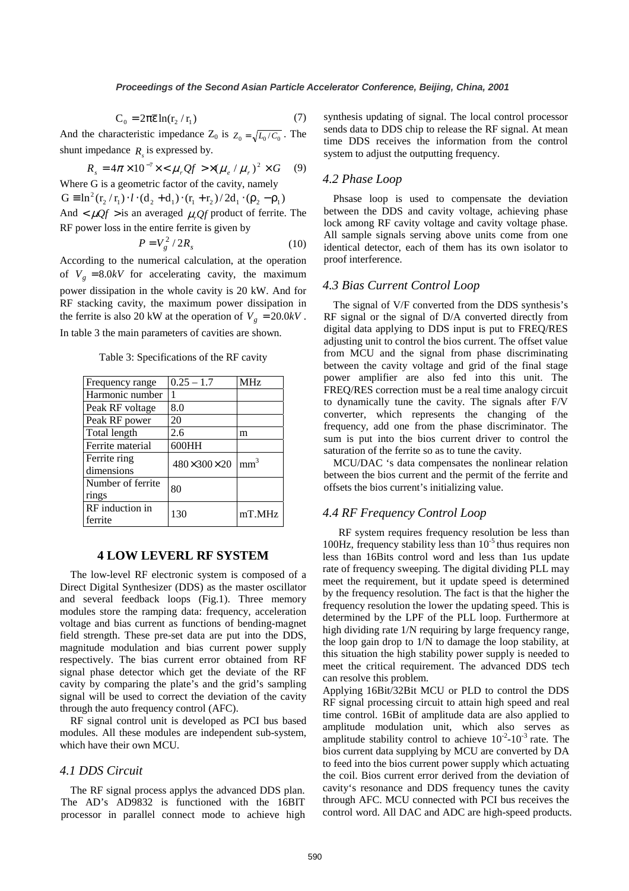$$C_0 = 2\pi\varepsilon \ln(r_2 / r_1) \quad (7)$$

And the characteristic impedance $Z_0$ is $Z_0 = \sqrt{L_0 / C_0}$. The shunt impedance $R_s$ is expressed by.

$$R_s = 4\pi \times 10^{-7} \times <\mu_r Qf> \times (\mu_e / \mu_r)^2 \times G \quad (9)$$

Where G is a geometric factor of the cavity, namely

$G \equiv \ln^2(r_2 / r_1) \cdot l \cdot (d_2 + d_1) \cdot (r_1 + r_2) / 2d_1 \cdot (\rho_2 - \rho_1)$

And $<\mu Qf>$ is an averaged $\mu_r Qf$ product of ferrite. The RF power loss in the entire ferrite is given by

$$P = V_g^2 / 2R_s \quad (10)$$

According to the numerical calculation, at the operation of $V_g = 8.0kV$ for accelerating cavity, the maximum power dissipation in the whole cavity is 20 kW. And for RF stacking cavity, the maximum power dissipation in the ferrite is also 20 kW at the operation of $V_g = 20.0kV$. In table 3 the main parameters of cavities are shown.

Table 3: Specifications of the RF cavity

| Frequency range | 0.25 – 1.7 | MHz |
|---|---|---|
| Harmonic number | 1 | |
| Peak RF voltage | 8.0 | |
| Peak RF power | 20 | |
| Total length | 2.6 | m |
| Ferrite material | 600HH | |
| Ferrite ring dimensions | $480 \times 300 \times 20$ | $mm^3$ |
| Number of ferrite rings | 80 | |
| RF induction in ferrite | 130 | mT.MHz |

## 4 LOW LEVERL RF SYSTEM

The low-level RF electronic system is composed of a Direct Digital Synthesizer (DDS) as the master oscillator and several feedback loops (Fig.1). Three memory modules store the ramping data: frequency, acceleration voltage and bias current as functions of bending-magnet field strength. These pre-set data are put into the DDS, magnitude modulation and bias current power supply respectively. The bias current error obtained from RF signal phase detector which get the deviate of the RF cavity by comparing the plate's and the grid's sampling signal will be used to correct the deviation of the cavity through the auto frequency control (AFC).

RF signal control unit is developed as PCI bus based modules. All these modules are independent sub-system, which have their own MCU.

### *4.1 DDS Circuit*

The RF signal process applys the advanced DDS plan. The AD's AD9832 is functioned with the 16BIT processor in parallel connect mode to achieve high synthesis updating of signal. The local control processor sends data to DDS chip to release the RF signal. At mean time DDS receives the information from the control system to adjust the outputting frequency.

### *4.2 Phase Loop*

Phsase loop is used to compensate the deviation between the DDS and cavity voltage, achieving phase lock among RF cavity voltage and cavity voltage phase. All sample signals serving above units come from one identical detector, each of them has its own isolator to proof interference.

### *4.3 Bias Current Control Loop*

The signal of V/F converted from the DDS synthesis's RF signal or the signal of D/A converted directly from digital data applying to DDS input is put to FREQ/RES adjusting unit to control the bios current. The offset value from MCU and the signal from phase discriminating between the cavity voltage and grid of the final stage power amplifier are also fed into this unit. The FREQ/RES correction must be a real time analogy circuit to dynamically tune the cavity. The signals after F/V converter, which represents the changing of the frequency, add one from the phase discriminator. The sum is put into the bios current driver to control the saturation of the ferrite so as to tune the cavity.

MCU/DAC 's data compensates the nonlinear relation between the bios current and the permit of the ferrite and offsets the bios current's initializing value.

### *4.4 RF Frequency Control Loop*

RF system requires frequency resolution be less than 100Hz, frequency stability less than $10^{-5}$ thus requires non less than 16Bits control word and less than 1us update rate of frequency sweeping. The digital dividing PLL may meet the requirement, but it update speed is determined by the frequency resolution. The fact is that the higher the frequency resolution the lower the updating speed. This is determined by the LPF of the PLL loop. Furthermore at high dividing rate 1/N requiring by large frequency range, the loop gain drop to 1/N to damage the loop stability, at this situation the high stability power supply is needed to meet the critical requirement. The advanced DDS tech can resolve this problem.

Applying 16Bit/32Bit MCU or PLD to control the DDS RF signal processing circuit to attain high speed and real time control. 16Bit of amplitude data are also applied to amplitude modulation unit, which also serves as amplitude stability control to achieve $10^{-2}$-$10^{-3}$ rate. The bios current data supplying by MCU are converted by DA to feed into the bios current power supply which actuating the coil. Bios current error derived from the deviation of cavity's resonance and DDS frequency tunes the cavity through AFC. MCU connected with PCI bus receives the control word. All DAC and ADC are high-speed products.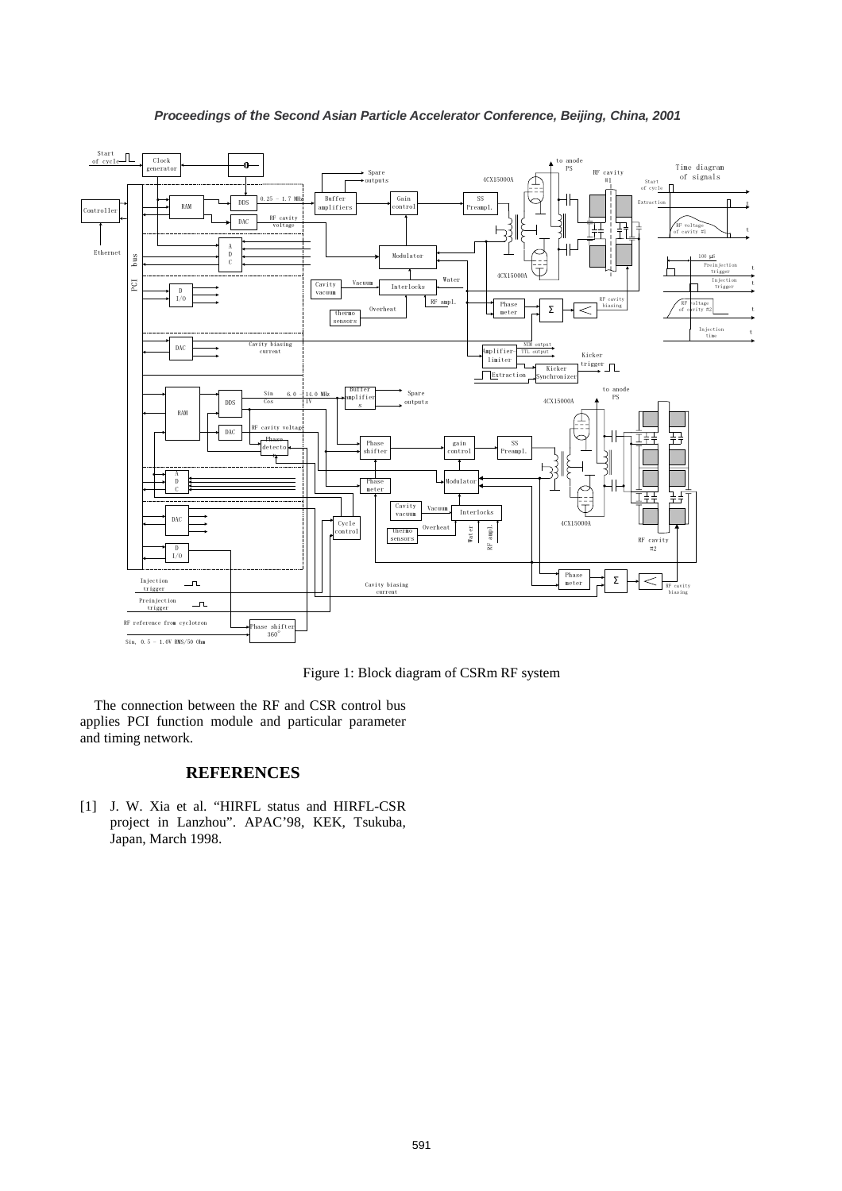Figure 1: Block diagram of CSRm RF system

The connection between the RF and CSR control bus applies PCI function module and particular parameter and timing network.

## REFERENCES

[1] J. W. Xia et al. "HIRFL status and HIRFL-CSR project in Lanzhou". APAC'98, KEK, Tsukuba, Japan, March 1998.